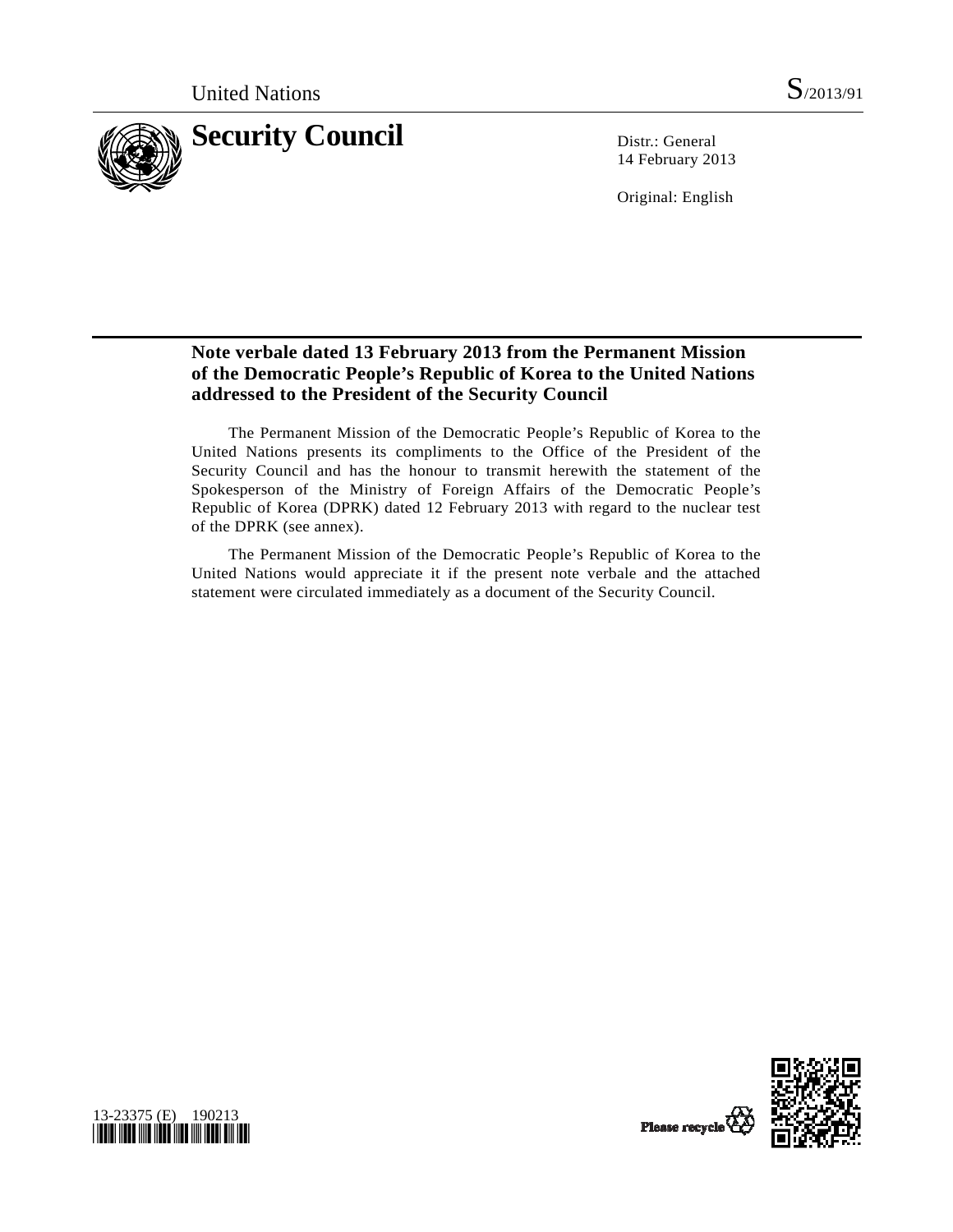United Nations S/2013/91

# Security Council

Distr.: General
14 February 2013

Original: English

## Note verbale dated 13 February 2013 from the Permanent Mission of the Democratic People's Republic of Korea to the United Nations addressed to the President of the Security Council

The Permanent Mission of the Democratic People's Republic of Korea to the United Nations presents its compliments to the Office of the President of the Security Council and has the honour to transmit herewith the statement of the Spokesperson of the Ministry of Foreign Affairs of the Democratic People's Republic of Korea (DPRK) dated 12 February 2013 with regard to the nuclear test of the DPRK (see annex).

The Permanent Mission of the Democratic People's Republic of Korea to the United Nations would appreciate it if the present note verbale and the attached statement were circulated immediately as a document of the Security Council.

13-23375 (E) 190213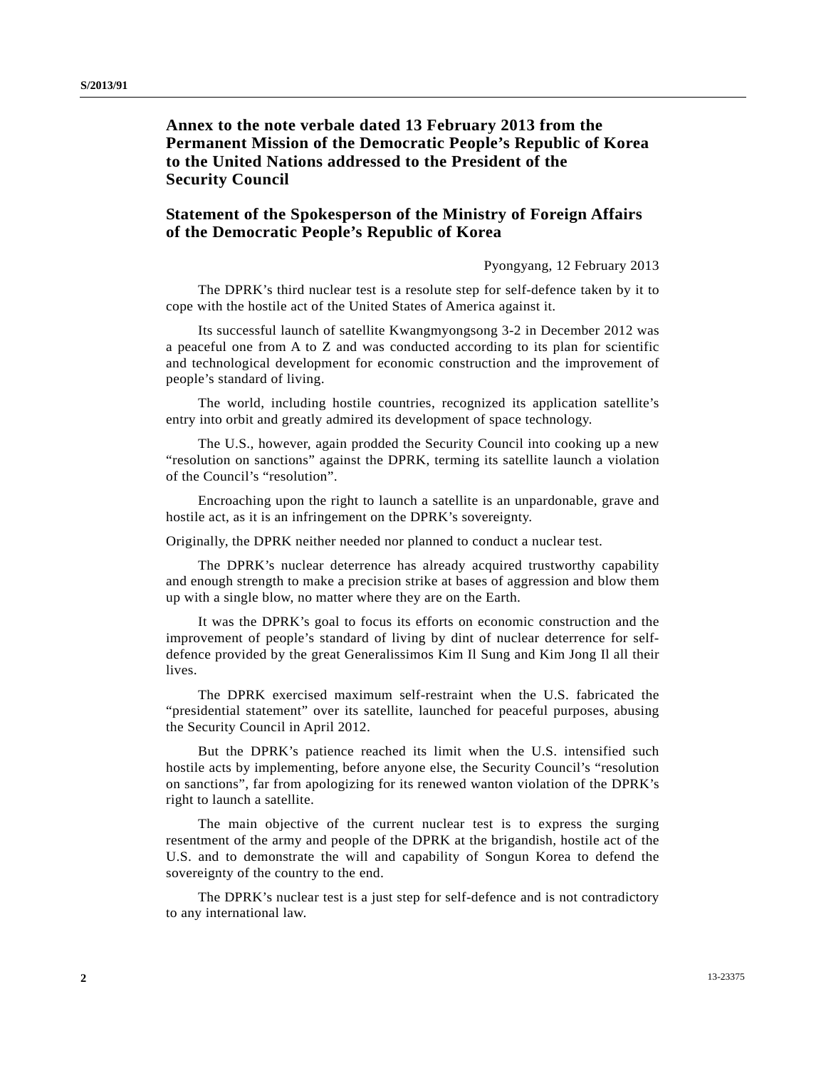## Annex to the note verbale dated 13 February 2013 from the Permanent Mission of the Democratic People's Republic of Korea to the United Nations addressed to the President of the Security Council

## Statement of the Spokesperson of the Ministry of Foreign Affairs of the Democratic People's Republic of Korea

Pyongyang, 12 February 2013

The DPRK's third nuclear test is a resolute step for self-defence taken by it to cope with the hostile act of the United States of America against it.

Its successful launch of satellite Kwangmyongsong 3-2 in December 2012 was a peaceful one from A to Z and was conducted according to its plan for scientific and technological development for economic construction and the improvement of people's standard of living.

The world, including hostile countries, recognized its application satellite's entry into orbit and greatly admired its development of space technology.

The U.S., however, again prodded the Security Council into cooking up a new "resolution on sanctions" against the DPRK, terming its satellite launch a violation of the Council's "resolution".

Encroaching upon the right to launch a satellite is an unpardonable, grave and hostile act, as it is an infringement on the DPRK's sovereignty.

Originally, the DPRK neither needed nor planned to conduct a nuclear test.

The DPRK's nuclear deterrence has already acquired trustworthy capability and enough strength to make a precision strike at bases of aggression and blow them up with a single blow, no matter where they are on the Earth.

It was the DPRK's goal to focus its efforts on economic construction and the improvement of people's standard of living by dint of nuclear deterrence for self-defence provided by the great Generalissimos Kim Il Sung and Kim Jong Il all their lives.

The DPRK exercised maximum self-restraint when the U.S. fabricated the "presidential statement" over its satellite, launched for peaceful purposes, abusing the Security Council in April 2012.

But the DPRK's patience reached its limit when the U.S. intensified such hostile acts by implementing, before anyone else, the Security Council's "resolution on sanctions", far from apologizing for its renewed wanton violation of the DPRK's right to launch a satellite.

The main objective of the current nuclear test is to express the surging resentment of the army and people of the DPRK at the brigandish, hostile act of the U.S. and to demonstrate the will and capability of Songun Korea to defend the sovereignty of the country to the end.

The DPRK's nuclear test is a just step for self-defence and is not contradictory to any international law.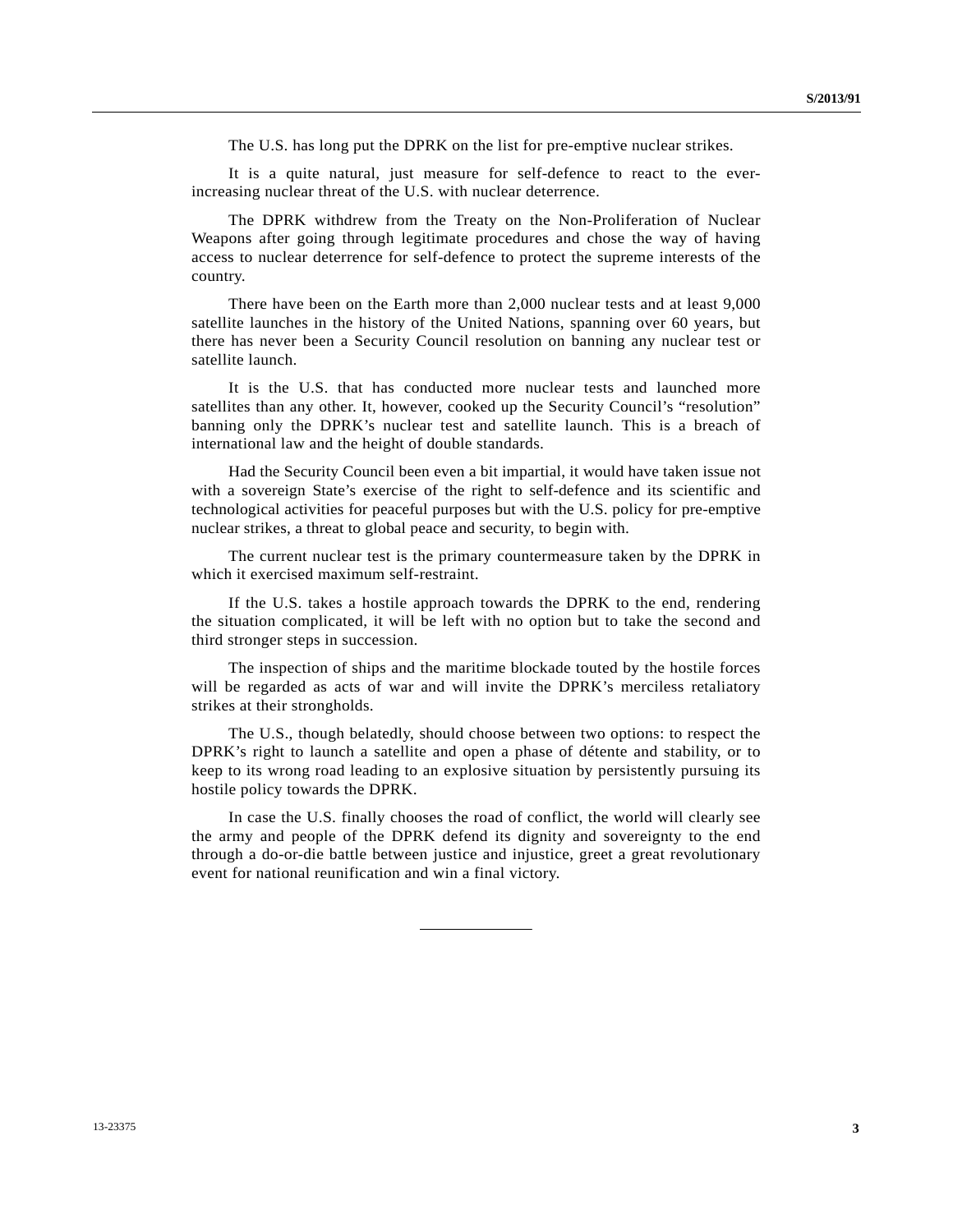The U.S. has long put the DPRK on the list for pre-emptive nuclear strikes.

It is a quite natural, just measure for self-defence to react to the ever-increasing nuclear threat of the U.S. with nuclear deterrence.

The DPRK withdrew from the Treaty on the Non-Proliferation of Nuclear Weapons after going through legitimate procedures and chose the way of having access to nuclear deterrence for self-defence to protect the supreme interests of the country.

There have been on the Earth more than 2,000 nuclear tests and at least 9,000 satellite launches in the history of the United Nations, spanning over 60 years, but there has never been a Security Council resolution on banning any nuclear test or satellite launch.

It is the U.S. that has conducted more nuclear tests and launched more satellites than any other. It, however, cooked up the Security Council's "resolution" banning only the DPRK's nuclear test and satellite launch. This is a breach of international law and the height of double standards.

Had the Security Council been even a bit impartial, it would have taken issue not with a sovereign State's exercise of the right to self-defence and its scientific and technological activities for peaceful purposes but with the U.S. policy for pre-emptive nuclear strikes, a threat to global peace and security, to begin with.

The current nuclear test is the primary countermeasure taken by the DPRK in which it exercised maximum self-restraint.

If the U.S. takes a hostile approach towards the DPRK to the end, rendering the situation complicated, it will be left with no option but to take the second and third stronger steps in succession.

The inspection of ships and the maritime blockade touted by the hostile forces will be regarded as acts of war and will invite the DPRK's merciless retaliatory strikes at their strongholds.

The U.S., though belatedly, should choose between two options: to respect the DPRK's right to launch a satellite and open a phase of détente and stability, or to keep to its wrong road leading to an explosive situation by persistently pursuing its hostile policy towards the DPRK.

In case the U.S. finally chooses the road of conflict, the world will clearly see the army and people of the DPRK defend its dignity and sovereignty to the end through a do-or-die battle between justice and injustice, greet a great revolutionary event for national reunification and win a final victory.